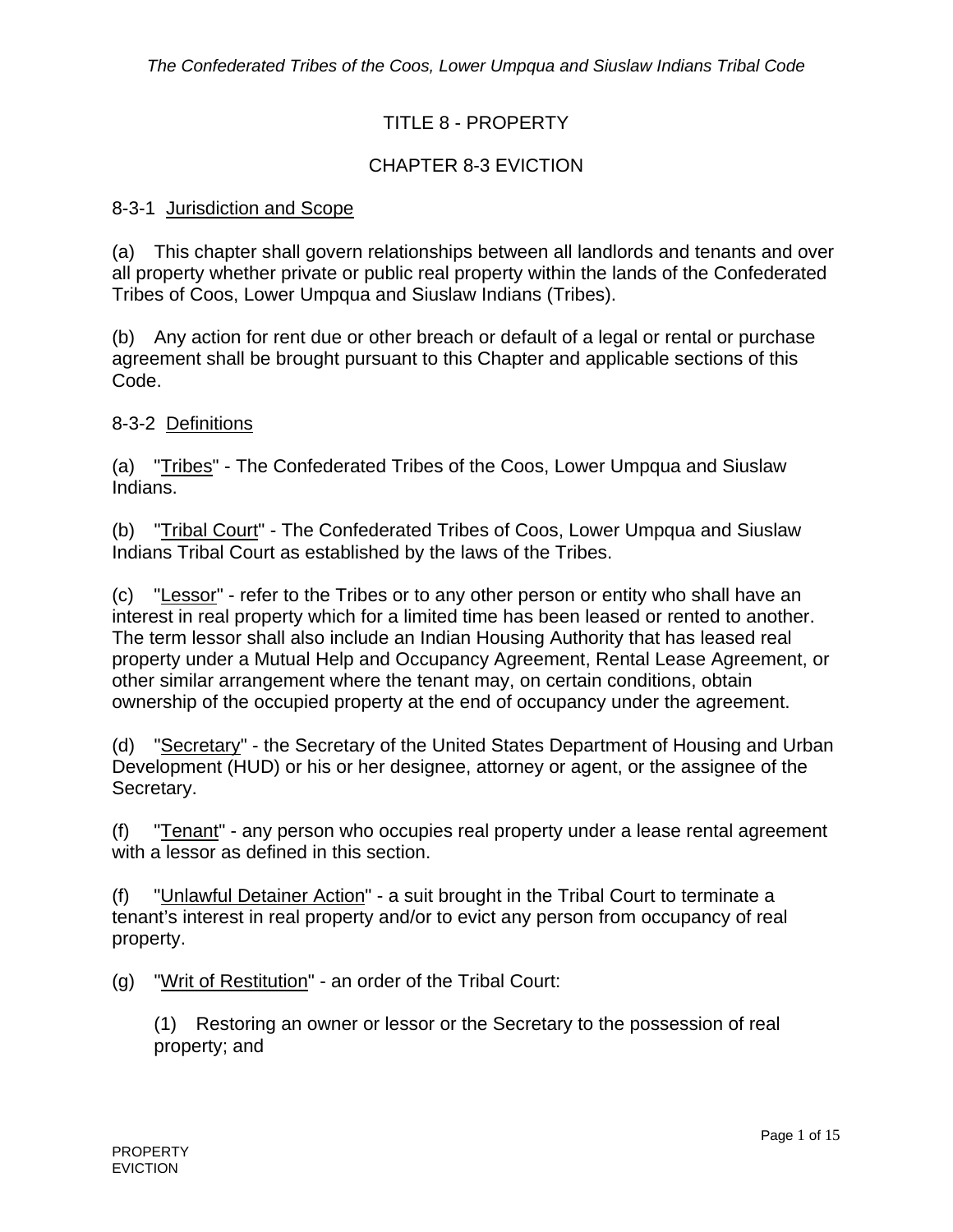# TITLE 8 - PROPERTY

## CHAPTER 8-3 EVICTION

### 8-3-1 Jurisdiction and Scope

(a) This chapter shall govern relationships between all landlords and tenants and over all property whether private or public real property within the lands of the Confederated Tribes of Coos, Lower Umpqua and Siuslaw Indians (Tribes).

(b) Any action for rent due or other breach or default of a legal or rental or purchase agreement shall be brought pursuant to this Chapter and applicable sections of this Code.

### 8-3-2 Definitions

(a) "Tribes" - The Confederated Tribes of the Coos, Lower Umpqua and Siuslaw Indians.

(b) "Tribal Court" - The Confederated Tribes of Coos, Lower Umpqua and Siuslaw Indians Tribal Court as established by the laws of the Tribes.

(c) "Lessor" - refer to the Tribes or to any other person or entity who shall have an interest in real property which for a limited time has been leased or rented to another. The term lessor shall also include an Indian Housing Authority that has leased real property under a Mutual Help and Occupancy Agreement, Rental Lease Agreement, or other similar arrangement where the tenant may, on certain conditions, obtain ownership of the occupied property at the end of occupancy under the agreement.

(d) "Secretary" - the Secretary of the United States Department of Housing and Urban Development (HUD) or his or her designee, attorney or agent, or the assignee of the Secretary.

(f) "Tenant" - any person who occupies real property under a lease rental agreement with a lessor as defined in this section.

(f) "Unlawful Detainer Action" - a suit brought in the Tribal Court to terminate a tenant's interest in real property and/or to evict any person from occupancy of real property.

(g) "Writ of Restitution" - an order of the Tribal Court:

(1) Restoring an owner or lessor or the Secretary to the possession of real property; and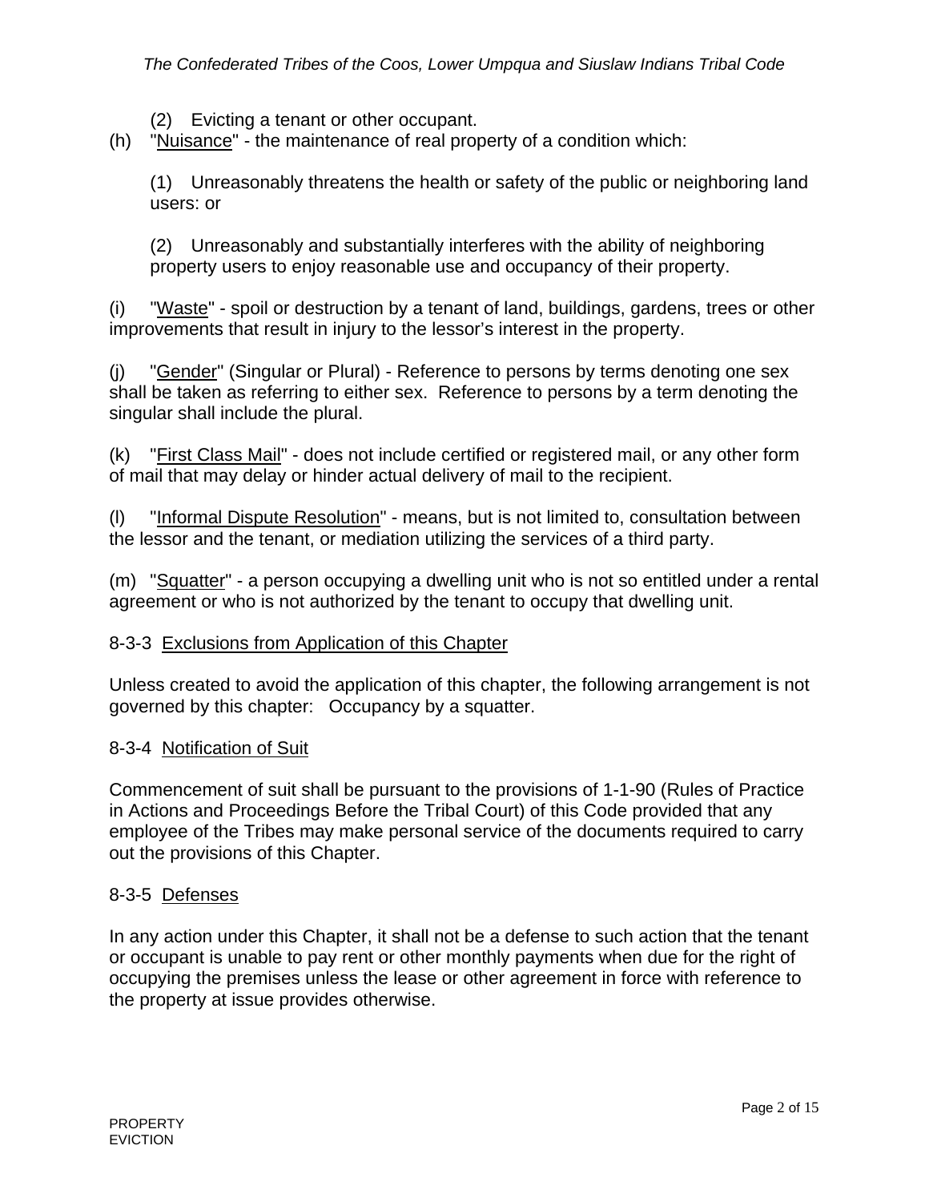(2) Evicting a tenant or other occupant.

(h) "Nuisance" - the maintenance of real property of a condition which:

(1) Unreasonably threatens the health or safety of the public or neighboring land users: or

(2) Unreasonably and substantially interferes with the ability of neighboring property users to enjoy reasonable use and occupancy of their property.

(i) "Waste" - spoil or destruction by a tenant of land, buildings, gardens, trees or other improvements that result in injury to the lessor's interest in the property.

(j) "Gender" (Singular or Plural) - Reference to persons by terms denoting one sex shall be taken as referring to either sex. Reference to persons by a term denoting the singular shall include the plural.

(k) "First Class Mail" - does not include certified or registered mail, or any other form of mail that may delay or hinder actual delivery of mail to the recipient.

(l) "Informal Dispute Resolution" - means, but is not limited to, consultation between the lessor and the tenant, or mediation utilizing the services of a third party.

(m) "Squatter" - a person occupying a dwelling unit who is not so entitled under a rental agreement or who is not authorized by the tenant to occupy that dwelling unit.

## 8-3-3 Exclusions from Application of this Chapter

Unless created to avoid the application of this chapter, the following arrangement is not governed by this chapter: Occupancy by a squatter.

## 8-3-4 Notification of Suit

Commencement of suit shall be pursuant to the provisions of 1-1-90 (Rules of Practice in Actions and Proceedings Before the Tribal Court) of this Code provided that any employee of the Tribes may make personal service of the documents required to carry out the provisions of this Chapter.

## 8-3-5 Defenses

In any action under this Chapter, it shall not be a defense to such action that the tenant or occupant is unable to pay rent or other monthly payments when due for the right of occupying the premises unless the lease or other agreement in force with reference to the property at issue provides otherwise.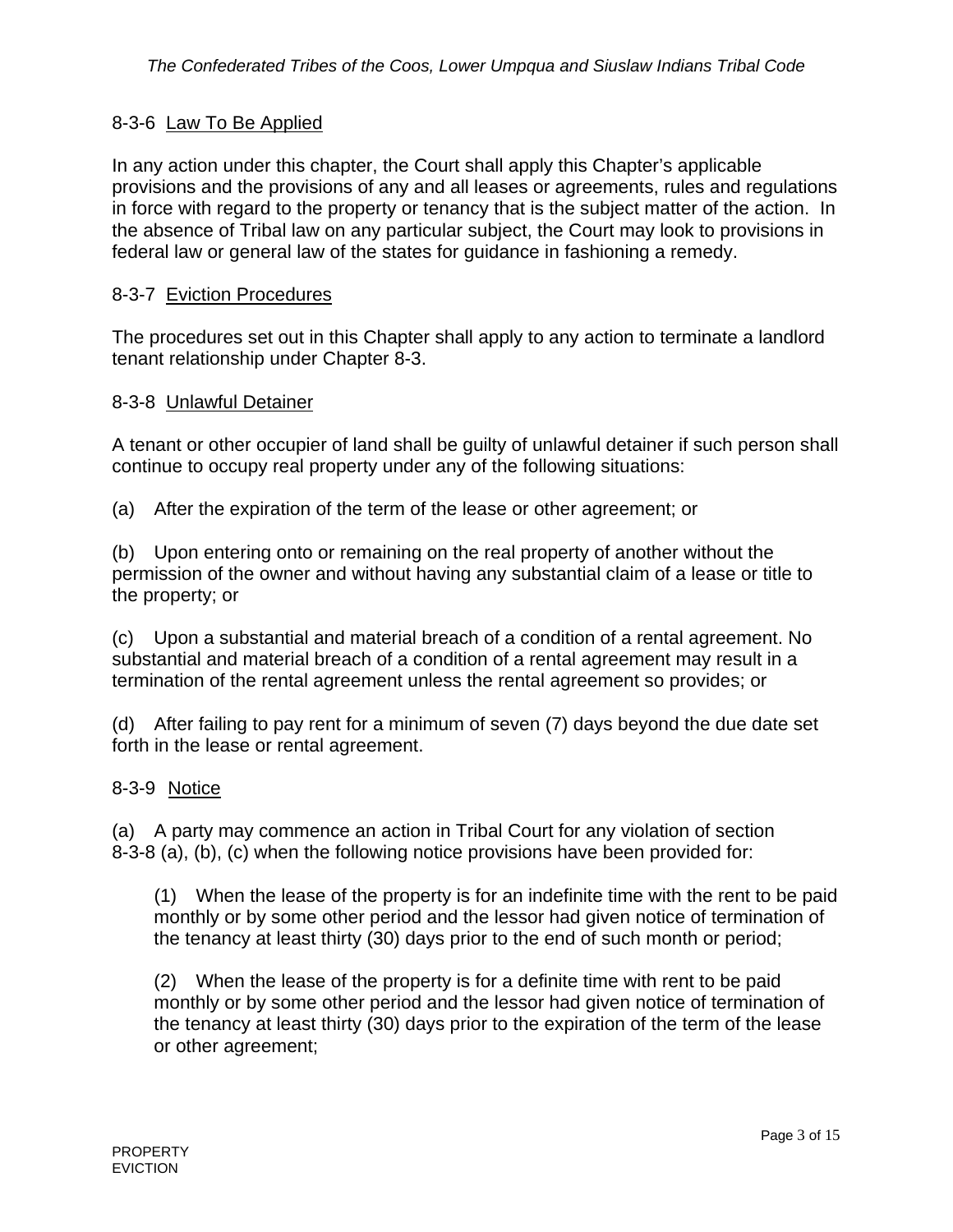### 8-3-6 Law To Be Applied

In any action under this chapter, the Court shall apply this Chapter's applicable provisions and the provisions of any and all leases or agreements, rules and regulations in force with regard to the property or tenancy that is the subject matter of the action. In the absence of Tribal law on any particular subject, the Court may look to provisions in federal law or general law of the states for guidance in fashioning a remedy.

### 8-3-7 Eviction Procedures

The procedures set out in this Chapter shall apply to any action to terminate a landlord tenant relationship under Chapter 8-3.

### 8-3-8 Unlawful Detainer

A tenant or other occupier of land shall be guilty of unlawful detainer if such person shall continue to occupy real property under any of the following situations:

(a) After the expiration of the term of the lease or other agreement; or

(b) Upon entering onto or remaining on the real property of another without the permission of the owner and without having any substantial claim of a lease or title to the property; or

(c) Upon a substantial and material breach of a condition of a rental agreement. No substantial and material breach of a condition of a rental agreement may result in a termination of the rental agreement unless the rental agreement so provides; or

(d) After failing to pay rent for a minimum of seven (7) days beyond the due date set forth in the lease or rental agreement.

### 8-3-9 Notice

(a) A party may commence an action in Tribal Court for any violation of section 8-3-8 (a), (b), (c) when the following notice provisions have been provided for:

> (1) When the lease of the property is for an indefinite time with the rent to be paid monthly or by some other period and the lessor had given notice of termination of the tenancy at least thirty (30) days prior to the end of such month or period;
>
> (2) When the lease of the property is for a definite time with rent to be paid monthly or by some other period and the lessor had given notice of termination of the tenancy at least thirty (30) days prior to the expiration of the term of the lease or other agreement;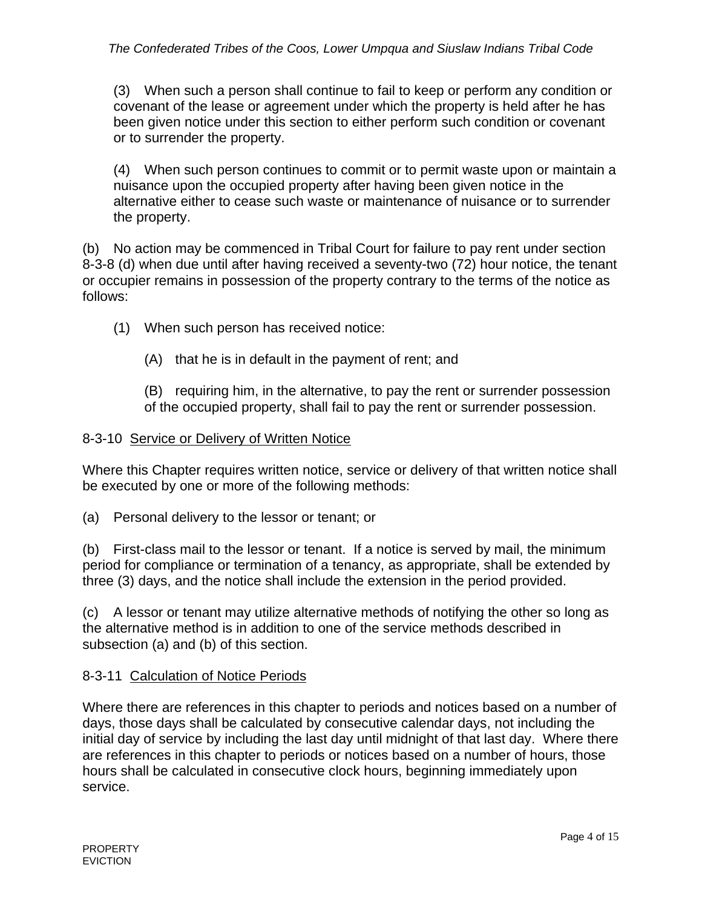(3) When such a person shall continue to fail to keep or perform any condition or covenant of the lease or agreement under which the property is held after he has been given notice under this section to either perform such condition or covenant or to surrender the property.

(4) When such person continues to commit or to permit waste upon or maintain a nuisance upon the occupied property after having been given notice in the alternative either to cease such waste or maintenance of nuisance or to surrender the property.

(b) No action may be commenced in Tribal Court for failure to pay rent under section 8-3-8 (d) when due until after having received a seventy-two (72) hour notice, the tenant or occupier remains in possession of the property contrary to the terms of the notice as follows:

(1) When such person has received notice:

(A) that he is in default in the payment of rent; and

(B) requiring him, in the alternative, to pay the rent or surrender possession of the occupied property, shall fail to pay the rent or surrender possession.

8-3-10 Service or Delivery of Written Notice

Where this Chapter requires written notice, service or delivery of that written notice shall be executed by one or more of the following methods:

(a) Personal delivery to the lessor or tenant; or

(b) First-class mail to the lessor or tenant. If a notice is served by mail, the minimum period for compliance or termination of a tenancy, as appropriate, shall be extended by three (3) days, and the notice shall include the extension in the period provided.

(c) A lessor or tenant may utilize alternative methods of notifying the other so long as the alternative method is in addition to one of the service methods described in subsection (a) and (b) of this section.

8-3-11 Calculation of Notice Periods

Where there are references in this chapter to periods and notices based on a number of days, those days shall be calculated by consecutive calendar days, not including the initial day of service by including the last day until midnight of that last day. Where there are references in this chapter to periods or notices based on a number of hours, those hours shall be calculated in consecutive clock hours, beginning immediately upon service.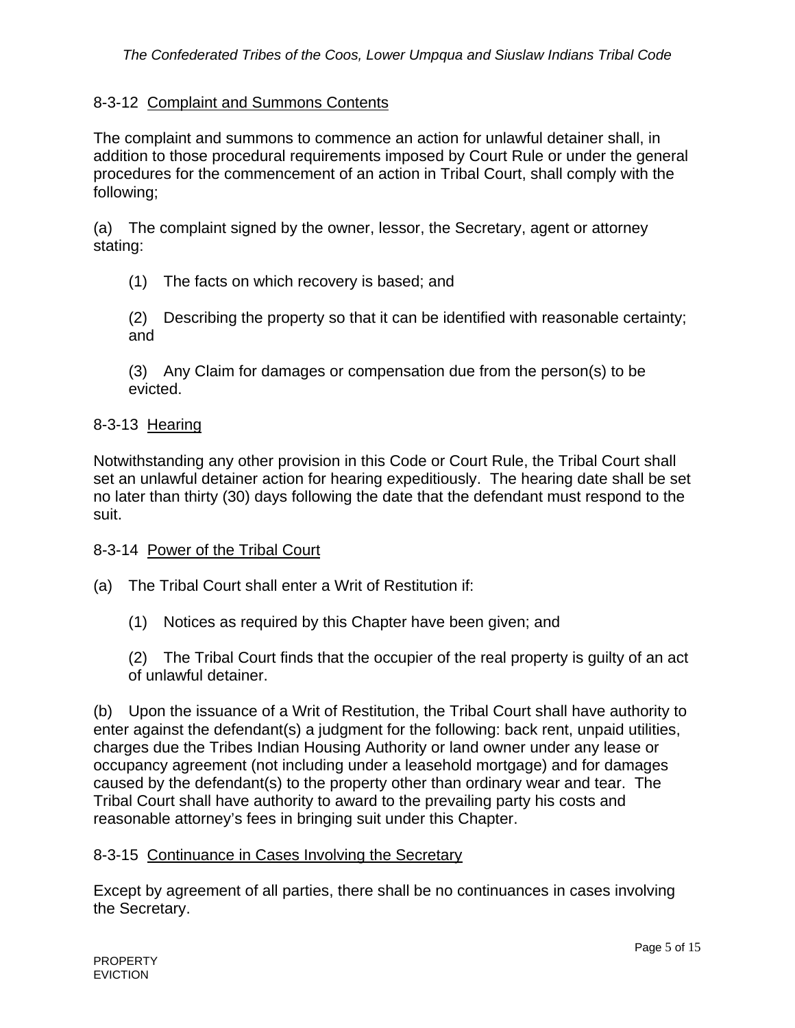## 8-3-12 Complaint and Summons Contents

The complaint and summons to commence an action for unlawful detainer shall, in addition to those procedural requirements imposed by Court Rule or under the general procedures for the commencement of an action in Tribal Court, shall comply with the following;

(a) The complaint signed by the owner, lessor, the Secretary, agent or attorney stating:

> (1) The facts on which recovery is based; and
>
> (2) Describing the property so that it can be identified with reasonable certainty; and
>
> (3) Any Claim for damages or compensation due from the person(s) to be evicted.

## 8-3-13 Hearing

Notwithstanding any other provision in this Code or Court Rule, the Tribal Court shall set an unlawful detainer action for hearing expeditiously. The hearing date shall be set no later than thirty (30) days following the date that the defendant must respond to the suit.

## 8-3-14 Power of the Tribal Court

(a) The Tribal Court shall enter a Writ of Restitution if:

> (1) Notices as required by this Chapter have been given; and
>
> (2) The Tribal Court finds that the occupier of the real property is guilty of an act of unlawful detainer.

(b) Upon the issuance of a Writ of Restitution, the Tribal Court shall have authority to enter against the defendant(s) a judgment for the following: back rent, unpaid utilities, charges due the Tribes Indian Housing Authority or land owner under any lease or occupancy agreement (not including under a leasehold mortgage) and for damages caused by the defendant(s) to the property other than ordinary wear and tear. The Tribal Court shall have authority to award to the prevailing party his costs and reasonable attorney's fees in bringing suit under this Chapter.

## 8-3-15 Continuance in Cases Involving the Secretary

Except by agreement of all parties, there shall be no continuances in cases involving the Secretary.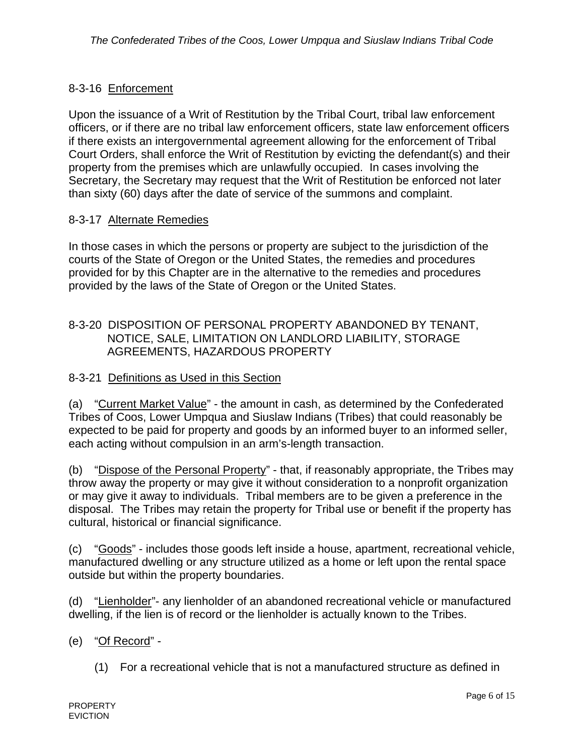## 8-3-16 Enforcement

Upon the issuance of a Writ of Restitution by the Tribal Court, tribal law enforcement officers, or if there are no tribal law enforcement officers, state law enforcement officers if there exists an intergovernmental agreement allowing for the enforcement of Tribal Court Orders, shall enforce the Writ of Restitution by evicting the defendant(s) and their property from the premises which are unlawfully occupied. In cases involving the Secretary, the Secretary may request that the Writ of Restitution be enforced not later than sixty (60) days after the date of service of the summons and complaint.

## 8-3-17 Alternate Remedies

In those cases in which the persons or property are subject to the jurisdiction of the courts of the State of Oregon or the United States, the remedies and procedures provided for by this Chapter are in the alternative to the remedies and procedures provided by the laws of the State of Oregon or the United States.

# 8-3-20 DISPOSITION OF PERSONAL PROPERTY ABANDONED BY TENANT, NOTICE, SALE, LIMITATION ON LANDLORD LIABILITY, STORAGE AGREEMENTS, HAZARDOUS PROPERTY

## 8-3-21 Definitions as Used in this Section

(a) "Current Market Value" - the amount in cash, as determined by the Confederated Tribes of Coos, Lower Umpqua and Siuslaw Indians (Tribes) that could reasonably be expected to be paid for property and goods by an informed buyer to an informed seller, each acting without compulsion in an arm's-length transaction.

(b) "Dispose of the Personal Property" - that, if reasonably appropriate, the Tribes may throw away the property or may give it without consideration to a nonprofit organization or may give it away to individuals. Tribal members are to be given a preference in the disposal. The Tribes may retain the property for Tribal use or benefit if the property has cultural, historical or financial significance.

(c) "Goods" - includes those goods left inside a house, apartment, recreational vehicle, manufactured dwelling or any structure utilized as a home or left upon the rental space outside but within the property boundaries.

(d) "Lienholder"- any lienholder of an abandoned recreational vehicle or manufactured dwelling, if the lien is of record or the lienholder is actually known to the Tribes.

(e) "Of Record" -

(1) For a recreational vehicle that is not a manufactured structure as defined in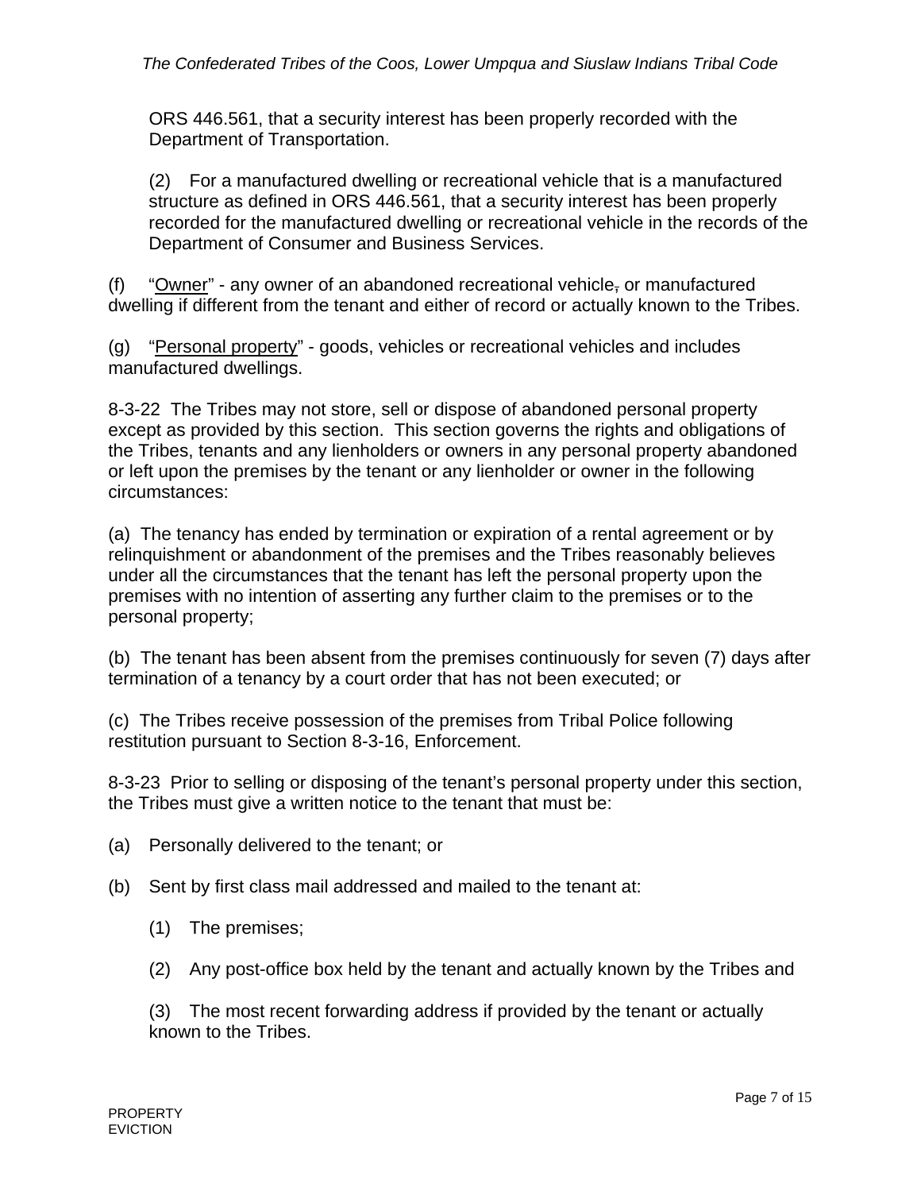ORS 446.561, that a security interest has been properly recorded with the Department of Transportation.

(2) For a manufactured dwelling or recreational vehicle that is a manufactured structure as defined in ORS 446.561, that a security interest has been properly recorded for the manufactured dwelling or recreational vehicle in the records of the Department of Consumer and Business Services.

(f) "Owner" - any owner of an abandoned recreational vehicle, or manufactured dwelling if different from the tenant and either of record or actually known to the Tribes.

(g) "Personal property" - goods, vehicles or recreational vehicles and includes manufactured dwellings.

8-3-22 The Tribes may not store, sell or dispose of abandoned personal property except as provided by this section. This section governs the rights and obligations of the Tribes, tenants and any lienholders or owners in any personal property abandoned or left upon the premises by the tenant or any lienholder or owner in the following circumstances:

(a) The tenancy has ended by termination or expiration of a rental agreement or by relinquishment or abandonment of the premises and the Tribes reasonably believes under all the circumstances that the tenant has left the personal property upon the premises with no intention of asserting any further claim to the premises or to the personal property;

(b) The tenant has been absent from the premises continuously for seven (7) days after termination of a tenancy by a court order that has not been executed; or

(c) The Tribes receive possession of the premises from Tribal Police following restitution pursuant to Section 8-3-16, Enforcement.

8-3-23 Prior to selling or disposing of the tenant's personal property under this section, the Tribes must give a written notice to the tenant that must be:

(a) Personally delivered to the tenant; or

(b) Sent by first class mail addressed and mailed to the tenant at:

(1) The premises;

(2) Any post-office box held by the tenant and actually known by the Tribes and

(3) The most recent forwarding address if provided by the tenant or actually known to the Tribes.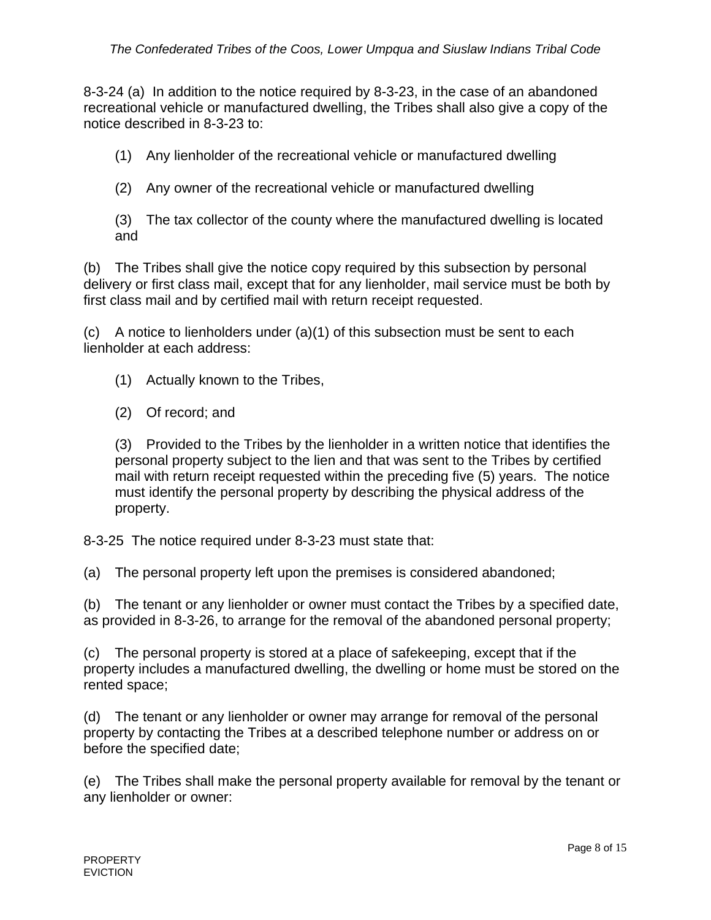8-3-24 (a) In addition to the notice required by 8-3-23, in the case of an abandoned recreational vehicle or manufactured dwelling, the Tribes shall also give a copy of the notice described in 8-3-23 to:

(1) Any lienholder of the recreational vehicle or manufactured dwelling

(2) Any owner of the recreational vehicle or manufactured dwelling

(3) The tax collector of the county where the manufactured dwelling is located and

(b) The Tribes shall give the notice copy required by this subsection by personal delivery or first class mail, except that for any lienholder, mail service must be both by first class mail and by certified mail with return receipt requested.

(c) A notice to lienholders under (a)(1) of this subsection must be sent to each lienholder at each address:

(1) Actually known to the Tribes,

(2) Of record; and

(3) Provided to the Tribes by the lienholder in a written notice that identifies the personal property subject to the lien and that was sent to the Tribes by certified mail with return receipt requested within the preceding five (5) years. The notice must identify the personal property by describing the physical address of the property.

8-3-25 The notice required under 8-3-23 must state that:

(a) The personal property left upon the premises is considered abandoned;

(b) The tenant or any lienholder or owner must contact the Tribes by a specified date, as provided in 8-3-26, to arrange for the removal of the abandoned personal property;

(c) The personal property is stored at a place of safekeeping, except that if the property includes a manufactured dwelling, the dwelling or home must be stored on the rented space;

(d) The tenant or any lienholder or owner may arrange for removal of the personal property by contacting the Tribes at a described telephone number or address on or before the specified date;

(e) The Tribes shall make the personal property available for removal by the tenant or any lienholder or owner: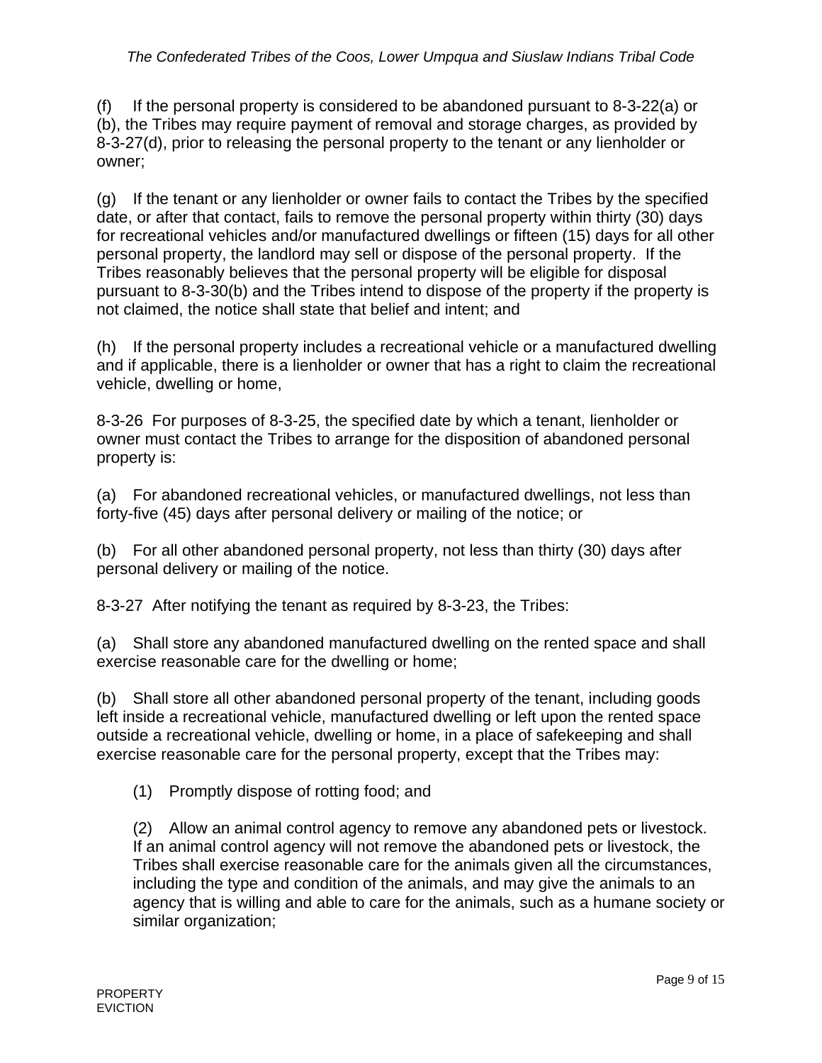(f) If the personal property is considered to be abandoned pursuant to 8-3-22(a) or (b), the Tribes may require payment of removal and storage charges, as provided by 8-3-27(d), prior to releasing the personal property to the tenant or any lienholder or owner;

(g) If the tenant or any lienholder or owner fails to contact the Tribes by the specified date, or after that contact, fails to remove the personal property within thirty (30) days for recreational vehicles and/or manufactured dwellings or fifteen (15) days for all other personal property, the landlord may sell or dispose of the personal property. If the Tribes reasonably believes that the personal property will be eligible for disposal pursuant to 8-3-30(b) and the Tribes intend to dispose of the property if the property is not claimed, the notice shall state that belief and intent; and

(h) If the personal property includes a recreational vehicle or a manufactured dwelling and if applicable, there is a lienholder or owner that has a right to claim the recreational vehicle, dwelling or home,

8-3-26 For purposes of 8-3-25, the specified date by which a tenant, lienholder or owner must contact the Tribes to arrange for the disposition of abandoned personal property is:

(a) For abandoned recreational vehicles, or manufactured dwellings, not less than forty-five (45) days after personal delivery or mailing of the notice; or

(b) For all other abandoned personal property, not less than thirty (30) days after personal delivery or mailing of the notice.

8-3-27 After notifying the tenant as required by 8-3-23, the Tribes:

(a) Shall store any abandoned manufactured dwelling on the rented space and shall exercise reasonable care for the dwelling or home;

(b) Shall store all other abandoned personal property of the tenant, including goods left inside a recreational vehicle, manufactured dwelling or left upon the rented space outside a recreational vehicle, dwelling or home, in a place of safekeeping and shall exercise reasonable care for the personal property, except that the Tribes may:

> (1) Promptly dispose of rotting food; and
>
> (2) Allow an animal control agency to remove any abandoned pets or livestock. If an animal control agency will not remove the abandoned pets or livestock, the Tribes shall exercise reasonable care for the animals given all the circumstances, including the type and condition of the animals, and may give the animals to an agency that is willing and able to care for the animals, such as a humane society or similar organization;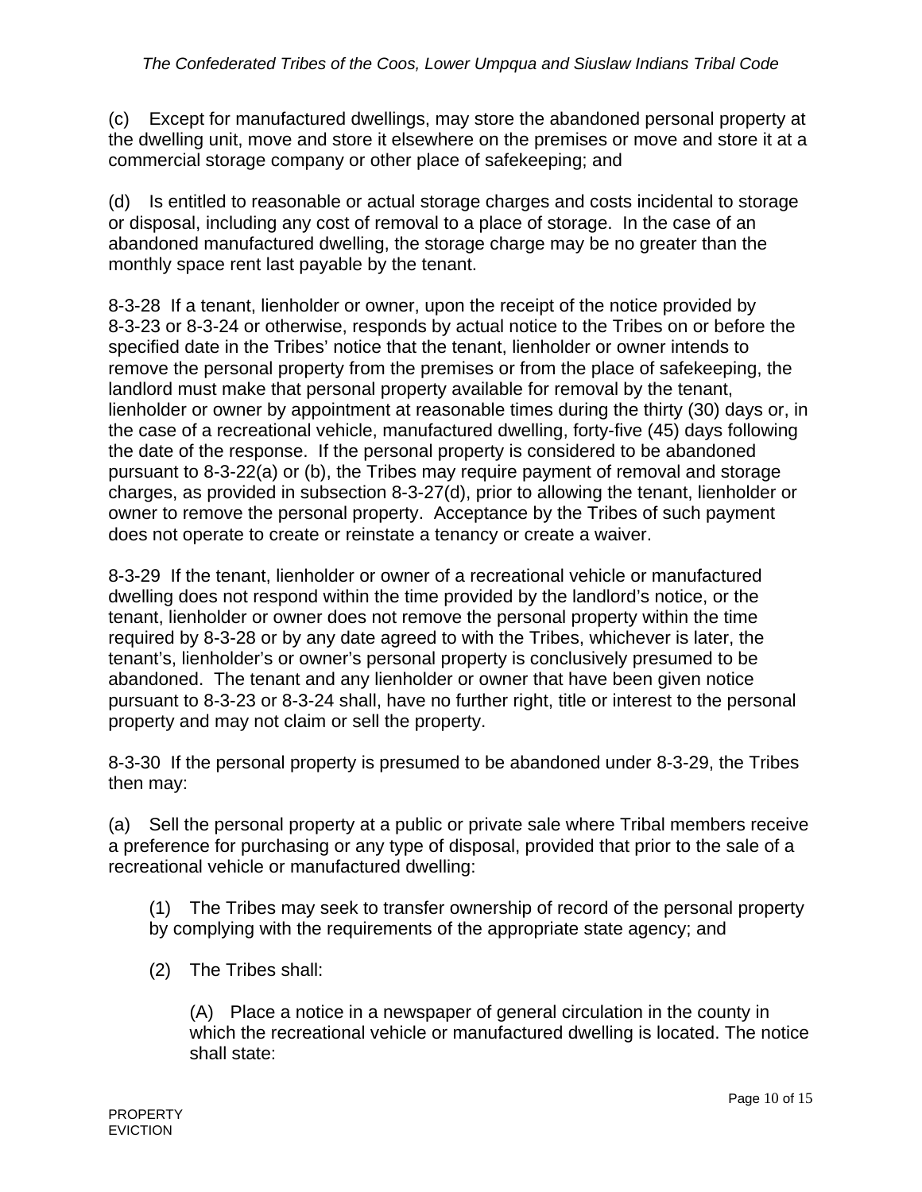(c) Except for manufactured dwellings, may store the abandoned personal property at the dwelling unit, move and store it elsewhere on the premises or move and store it at a commercial storage company or other place of safekeeping; and

(d) Is entitled to reasonable or actual storage charges and costs incidental to storage or disposal, including any cost of removal to a place of storage. In the case of an abandoned manufactured dwelling, the storage charge may be no greater than the monthly space rent last payable by the tenant.

8-3-28 If a tenant, lienholder or owner, upon the receipt of the notice provided by 8-3-23 or 8-3-24 or otherwise, responds by actual notice to the Tribes on or before the specified date in the Tribes' notice that the tenant, lienholder or owner intends to remove the personal property from the premises or from the place of safekeeping, the landlord must make that personal property available for removal by the tenant, lienholder or owner by appointment at reasonable times during the thirty (30) days or, in the case of a recreational vehicle, manufactured dwelling, forty-five (45) days following the date of the response. If the personal property is considered to be abandoned pursuant to 8-3-22(a) or (b), the Tribes may require payment of removal and storage charges, as provided in subsection 8-3-27(d), prior to allowing the tenant, lienholder or owner to remove the personal property. Acceptance by the Tribes of such payment does not operate to create or reinstate a tenancy or create a waiver.

8-3-29 If the tenant, lienholder or owner of a recreational vehicle or manufactured dwelling does not respond within the time provided by the landlord's notice, or the tenant, lienholder or owner does not remove the personal property within the time required by 8-3-28 or by any date agreed to with the Tribes, whichever is later, the tenant's, lienholder's or owner's personal property is conclusively presumed to be abandoned. The tenant and any lienholder or owner that have been given notice pursuant to 8-3-23 or 8-3-24 shall, have no further right, title or interest to the personal property and may not claim or sell the property.

8-3-30 If the personal property is presumed to be abandoned under 8-3-29, the Tribes then may:

(a) Sell the personal property at a public or private sale where Tribal members receive a preference for purchasing or any type of disposal, provided that prior to the sale of a recreational vehicle or manufactured dwelling:

(1) The Tribes may seek to transfer ownership of record of the personal property by complying with the requirements of the appropriate state agency; and

(2) The Tribes shall:

(A) Place a notice in a newspaper of general circulation in the county in which the recreational vehicle or manufactured dwelling is located. The notice shall state: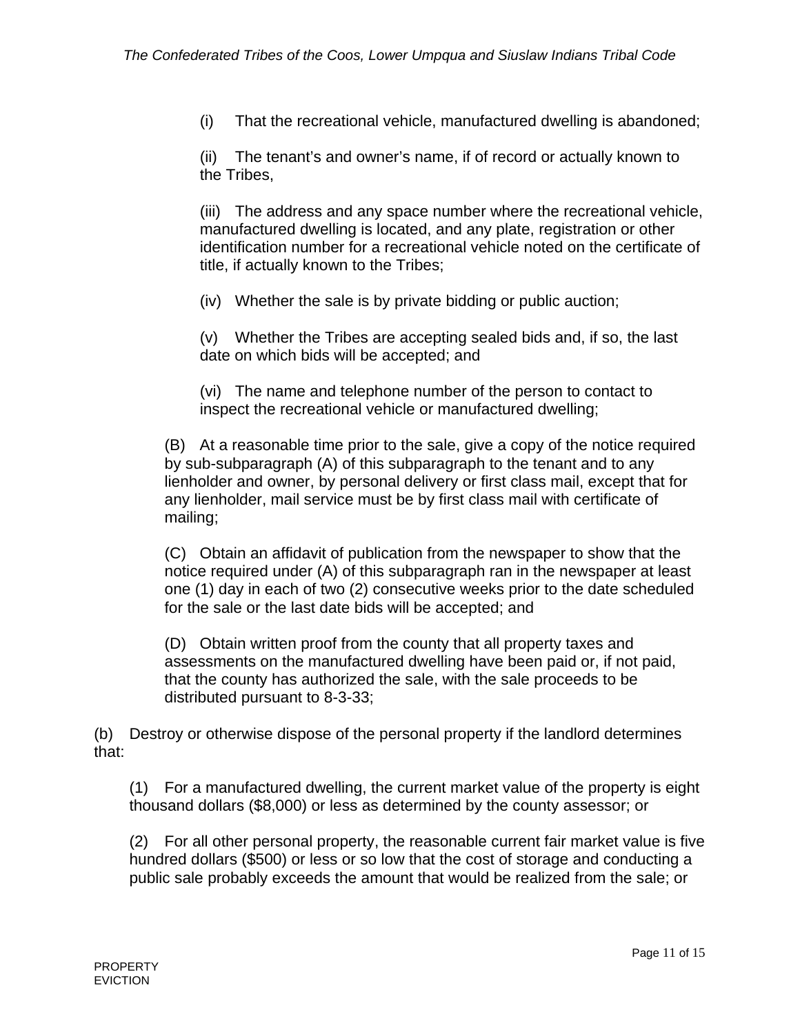(i) That the recreational vehicle, manufactured dwelling is abandoned;

(ii) The tenant's and owner's name, if of record or actually known to the Tribes,

(iii) The address and any space number where the recreational vehicle, manufactured dwelling is located, and any plate, registration or other identification number for a recreational vehicle noted on the certificate of title, if actually known to the Tribes;

(iv) Whether the sale is by private bidding or public auction;

(v) Whether the Tribes are accepting sealed bids and, if so, the last date on which bids will be accepted; and

(vi) The name and telephone number of the person to contact to inspect the recreational vehicle or manufactured dwelling;

(B) At a reasonable time prior to the sale, give a copy of the notice required by sub-subparagraph (A) of this subparagraph to the tenant and to any lienholder and owner, by personal delivery or first class mail, except that for any lienholder, mail service must be by first class mail with certificate of mailing;

(C) Obtain an affidavit of publication from the newspaper to show that the notice required under (A) of this subparagraph ran in the newspaper at least one (1) day in each of two (2) consecutive weeks prior to the date scheduled for the sale or the last date bids will be accepted; and

(D) Obtain written proof from the county that all property taxes and assessments on the manufactured dwelling have been paid or, if not paid, that the county has authorized the sale, with the sale proceeds to be distributed pursuant to 8-3-33;

(b) Destroy or otherwise dispose of the personal property if the landlord determines that:

(1) For a manufactured dwelling, the current market value of the property is eight thousand dollars ($8,000) or less as determined by the county assessor; or

(2) For all other personal property, the reasonable current fair market value is five hundred dollars ($500) or less or so low that the cost of storage and conducting a public sale probably exceeds the amount that would be realized from the sale; or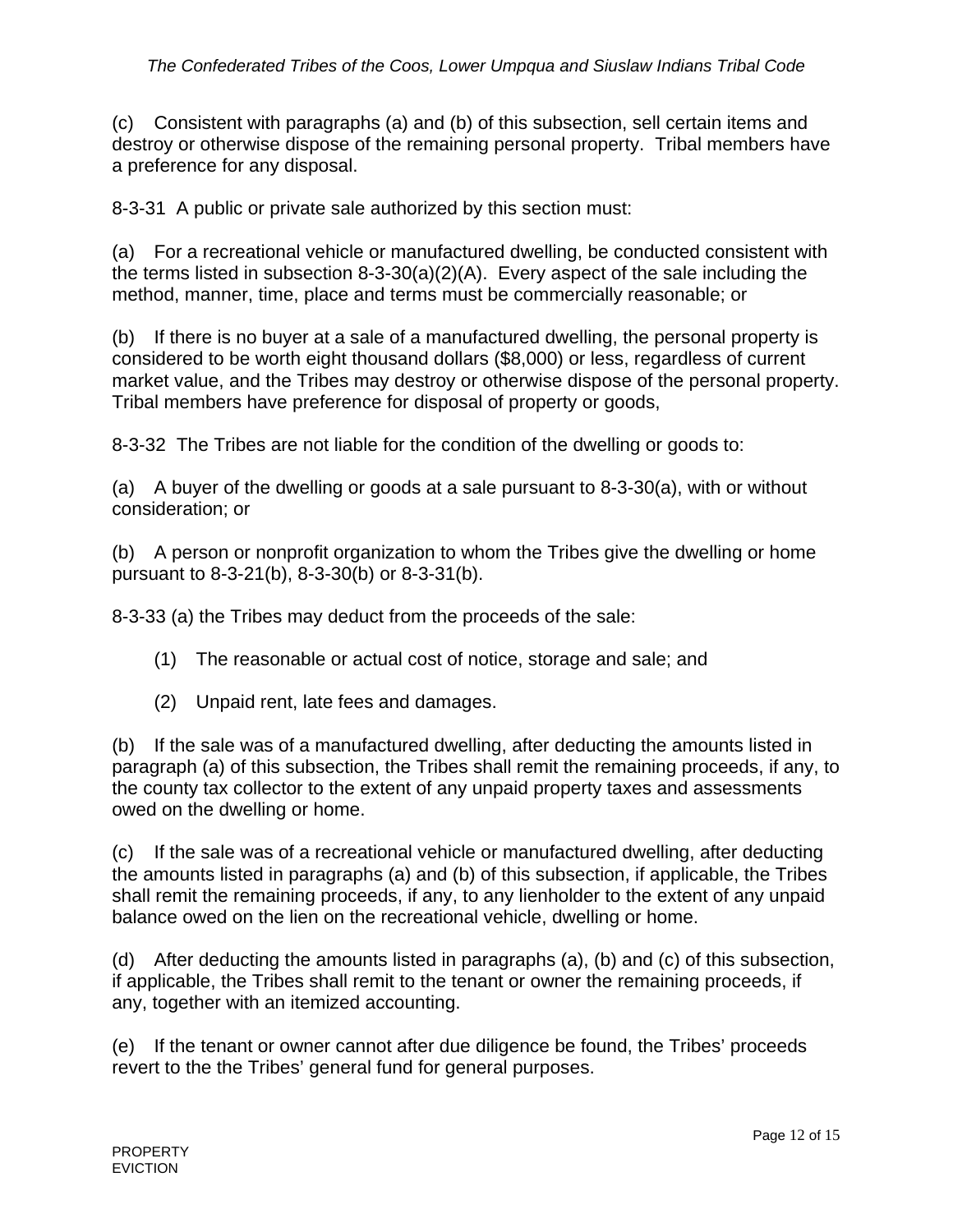(c) Consistent with paragraphs (a) and (b) of this subsection, sell certain items and destroy or otherwise dispose of the remaining personal property. Tribal members have a preference for any disposal.

8-3-31 A public or private sale authorized by this section must:

(a) For a recreational vehicle or manufactured dwelling, be conducted consistent with the terms listed in subsection 8-3-30(a)(2)(A). Every aspect of the sale including the method, manner, time, place and terms must be commercially reasonable; or

(b) If there is no buyer at a sale of a manufactured dwelling, the personal property is considered to be worth eight thousand dollars ($8,000) or less, regardless of current market value, and the Tribes may destroy or otherwise dispose of the personal property. Tribal members have preference for disposal of property or goods,

8-3-32 The Tribes are not liable for the condition of the dwelling or goods to:

(a) A buyer of the dwelling or goods at a sale pursuant to 8-3-30(a), with or without consideration; or

(b) A person or nonprofit organization to whom the Tribes give the dwelling or home pursuant to 8-3-21(b), 8-3-30(b) or 8-3-31(b).

8-3-33 (a) the Tribes may deduct from the proceeds of the sale:

(1) The reasonable or actual cost of notice, storage and sale; and

(2) Unpaid rent, late fees and damages.

(b) If the sale was of a manufactured dwelling, after deducting the amounts listed in paragraph (a) of this subsection, the Tribes shall remit the remaining proceeds, if any, to the county tax collector to the extent of any unpaid property taxes and assessments owed on the dwelling or home.

(c) If the sale was of a recreational vehicle or manufactured dwelling, after deducting the amounts listed in paragraphs (a) and (b) of this subsection, if applicable, the Tribes shall remit the remaining proceeds, if any, to any lienholder to the extent of any unpaid balance owed on the lien on the recreational vehicle, dwelling or home.

(d) After deducting the amounts listed in paragraphs (a), (b) and (c) of this subsection, if applicable, the Tribes shall remit to the tenant or owner the remaining proceeds, if any, together with an itemized accounting.

(e) If the tenant or owner cannot after due diligence be found, the Tribes' proceeds revert to the the Tribes' general fund for general purposes.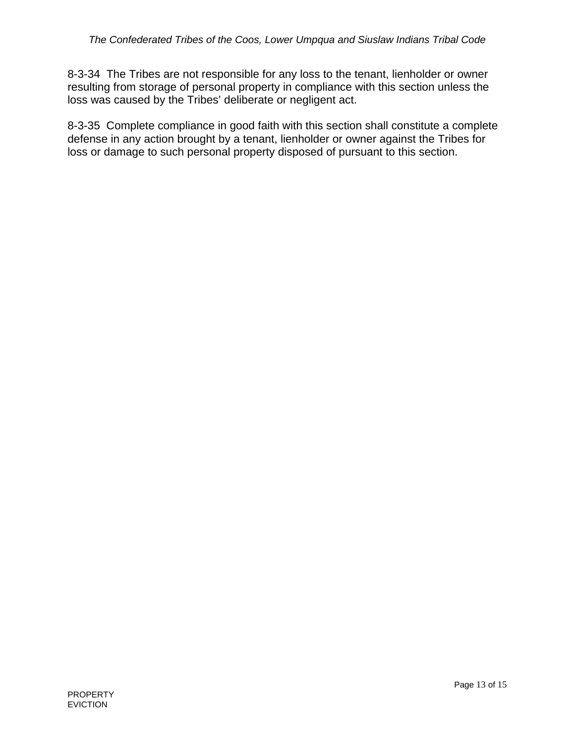8-3-34 The Tribes are not responsible for any loss to the tenant, lienholder or owner resulting from storage of personal property in compliance with this section unless the loss was caused by the Tribes' deliberate or negligent act.

8-3-35 Complete compliance in good faith with this section shall constitute a complete defense in any action brought by a tenant, lienholder or owner against the Tribes for loss or damage to such personal property disposed of pursuant to this section.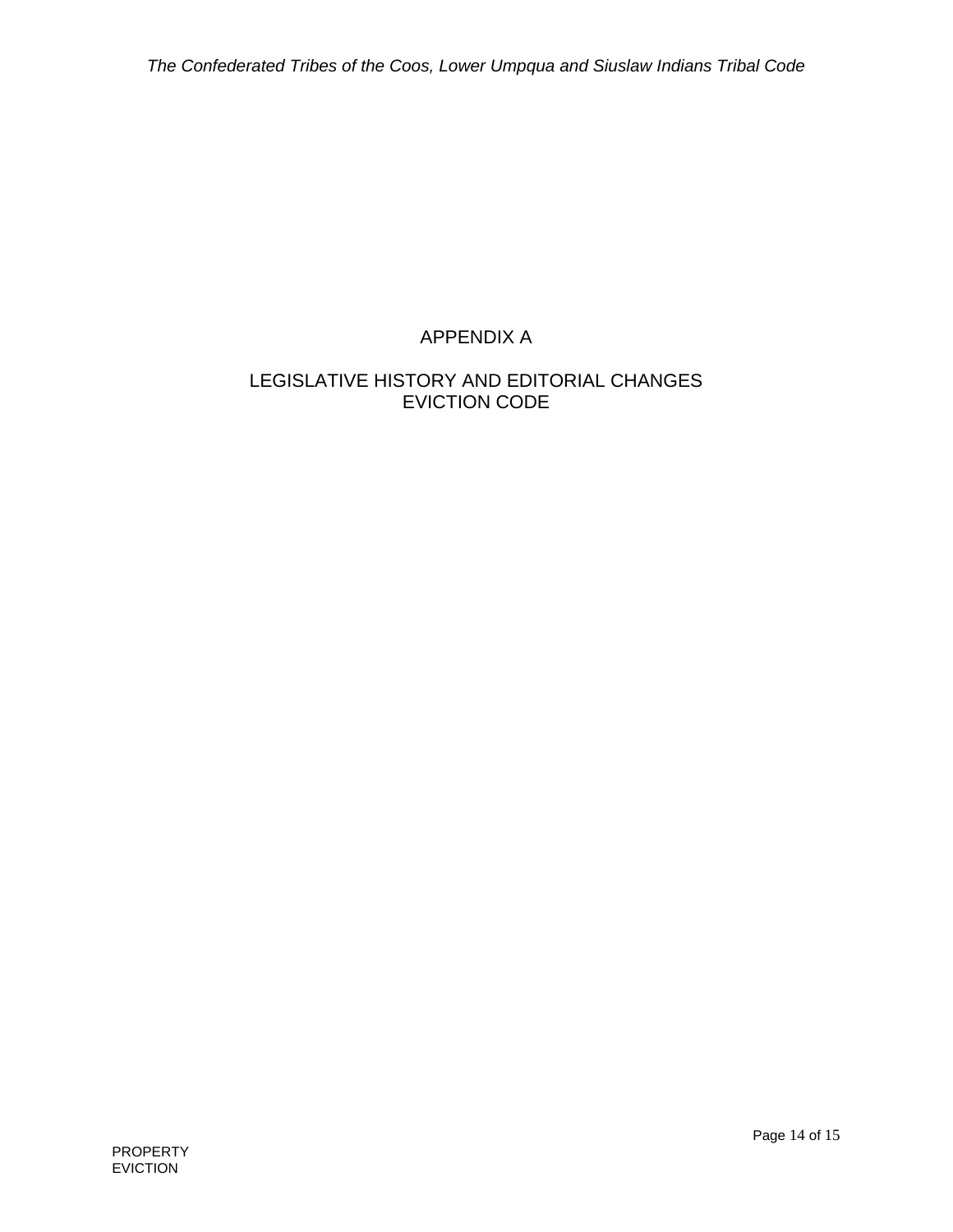# APPENDIX A

## LEGISLATIVE HISTORY AND EDITORIAL CHANGES
## EVICTION CODE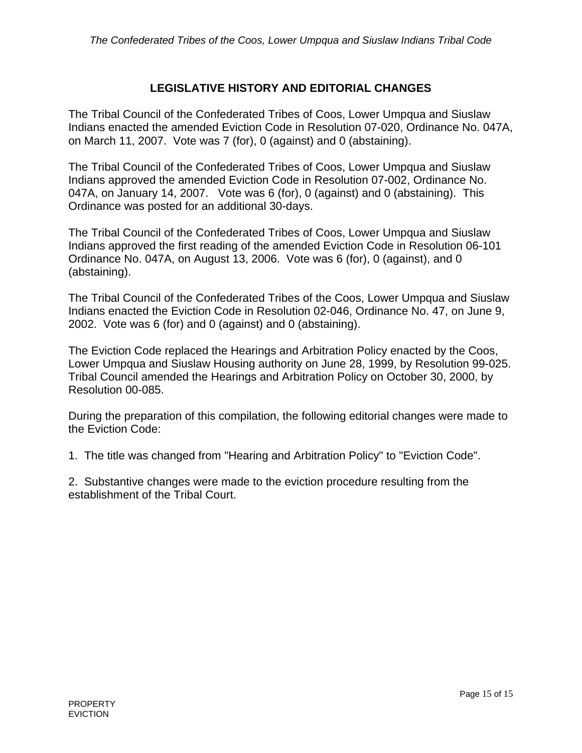## LEGISLATIVE HISTORY AND EDITORIAL CHANGES

The Tribal Council of the Confederated Tribes of Coos, Lower Umpqua and Siuslaw Indians enacted the amended Eviction Code in Resolution 07-020, Ordinance No. 047A, on March 11, 2007. Vote was 7 (for), 0 (against) and 0 (abstaining).

The Tribal Council of the Confederated Tribes of Coos, Lower Umpqua and Siuslaw Indians approved the amended Eviction Code in Resolution 07-002, Ordinance No. 047A, on January 14, 2007. Vote was 6 (for), 0 (against) and 0 (abstaining). This Ordinance was posted for an additional 30-days.

The Tribal Council of the Confederated Tribes of Coos, Lower Umpqua and Siuslaw Indians approved the first reading of the amended Eviction Code in Resolution 06-101 Ordinance No. 047A, on August 13, 2006. Vote was 6 (for), 0 (against), and 0 (abstaining).

The Tribal Council of the Confederated Tribes of the Coos, Lower Umpqua and Siuslaw Indians enacted the Eviction Code in Resolution 02-046, Ordinance No. 47, on June 9, 2002. Vote was 6 (for) and 0 (against) and 0 (abstaining).

The Eviction Code replaced the Hearings and Arbitration Policy enacted by the Coos, Lower Umpqua and Siuslaw Housing authority on June 28, 1999, by Resolution 99-025. Tribal Council amended the Hearings and Arbitration Policy on October 30, 2000, by Resolution 00-085.

During the preparation of this compilation, the following editorial changes were made to the Eviction Code:

1. The title was changed from "Hearing and Arbitration Policy" to "Eviction Code".

2. Substantive changes were made to the eviction procedure resulting from the establishment of the Tribal Court.